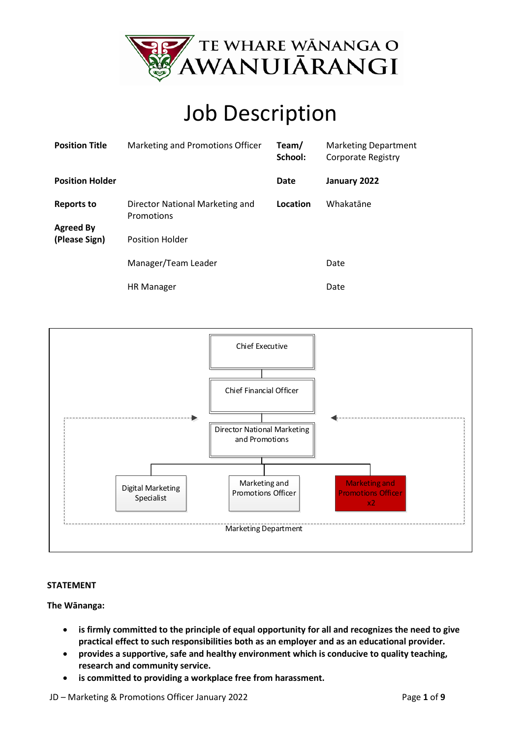TE WHARE WĀNANGA O AWANUIĀRANGI

# Job Description

| | | | |
|---|---|---|---|
| **Position Title** | Marketing and Promotions Officer | **Team/ School:** | Marketing Department Corporate Registry |
| **Position Holder** | | **Date** | **January 2022** |
| **Reports to** | Director National Marketing and Promotions | **Location** | Whakatāne |
| **Agreed By (Please Sign)** | Position Holder | | |
| | Manager/Team Leader | | Date |
| | HR Manager | | Date |

Chief Executive

Chief Financial Officer

Director National Marketing and Promotions

Digital Marketing Specialist

Marketing and Promotions Officer

Marketing and Promotions Officer x2

Marketing Department

**STATEMENT**

**The Wānanga:**

- **is firmly committed to the principle of equal opportunity for all and recognizes the need to give practical effect to such responsibilities both as an employer and as an educational provider.**
- **provides a supportive, safe and healthy environment which is conducive to quality teaching, research and community service.**
- **is committed to providing a workplace free from harassment.**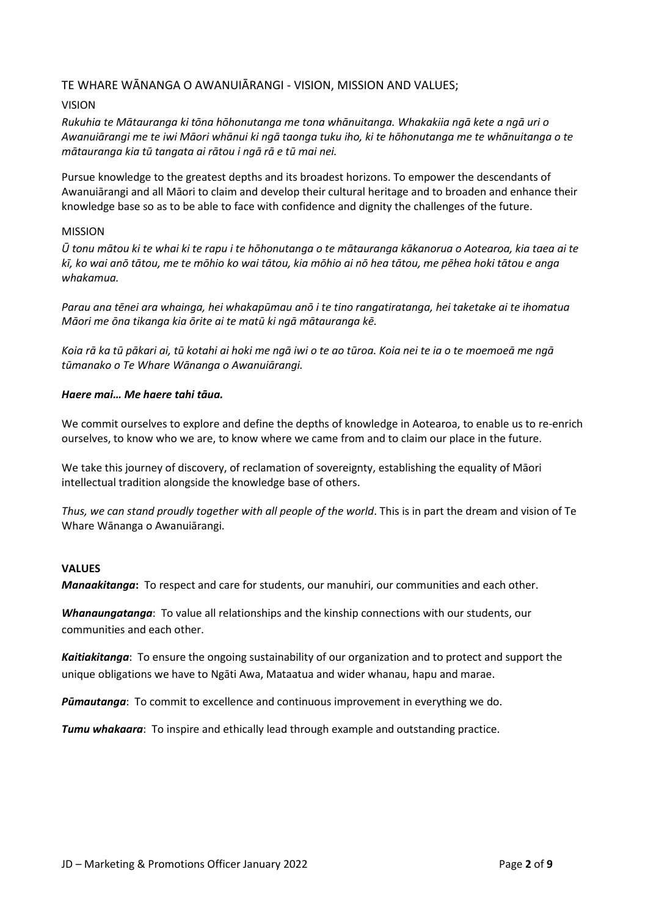## TE WHARE WĀNANGA O AWANUIĀRANGI - VISION, MISSION AND VALUES;

### VISION

*Rukuhia te Mātauranga ki tōna hōhonutanga me tona whānuitanga. Whakakiia ngā kete a ngā uri o Awanuiārangi me te iwi Māori whānui ki ngā taonga tuku iho, ki te hōhonutanga me te whānuitanga o te mātauranga kia tū tangata ai rātou i ngā rā e tū mai nei.*

Pursue knowledge to the greatest depths and its broadest horizons. To empower the descendants of Awanuiārangi and all Māori to claim and develop their cultural heritage and to broaden and enhance their knowledge base so as to be able to face with confidence and dignity the challenges of the future.

### MISSION

*Ū tonu mātou ki te whai ki te rapu i te hōhonutanga o te mātauranga kākanorua o Aotearoa, kia taea ai te kī, ko wai anō tātou, me te mōhio ko wai tātou, kia mōhio ai nō hea tātou, me pēhea hoki tātou e anga whakamua.*

*Parau ana tēnei ara whainga, hei whakapūmau anō i te tino rangatiratanga, hei taketake ai te ihomatua Māori me ōna tikanga kia ōrite ai te matū ki ngā mātauranga kē.*

*Koia rā ka tū pākari ai, tū kotahi ai hoki me ngā iwi o te ao tūroa. Koia nei te ia o te moemoeā me ngā tūmanako o Te Whare Wānanga o Awanuiārangi.*

***Haere mai… Me haere tahi tāua.***

We commit ourselves to explore and define the depths of knowledge in Aotearoa, to enable us to re-enrich ourselves, to know who we are, to know where we came from and to claim our place in the future.

We take this journey of discovery, of reclamation of sovereignty, establishing the equality of Māori intellectual tradition alongside the knowledge base of others.

*Thus, we can stand proudly together with all people of the world*. This is in part the dream and vision of Te Whare Wānanga o Awanuiārangi.

### VALUES

***Manaakitanga*:** To respect and care for students, our manuhiri, our communities and each other.

***Whanaungatanga***: To value all relationships and the kinship connections with our students, our communities and each other.

***Kaitiakitanga***: To ensure the ongoing sustainability of our organization and to protect and support the unique obligations we have to Ngāti Awa, Mataatua and wider whanau, hapu and marae.

***Pūmautanga***: To commit to excellence and continuous improvement in everything we do.

***Tumu whakaara***: To inspire and ethically lead through example and outstanding practice.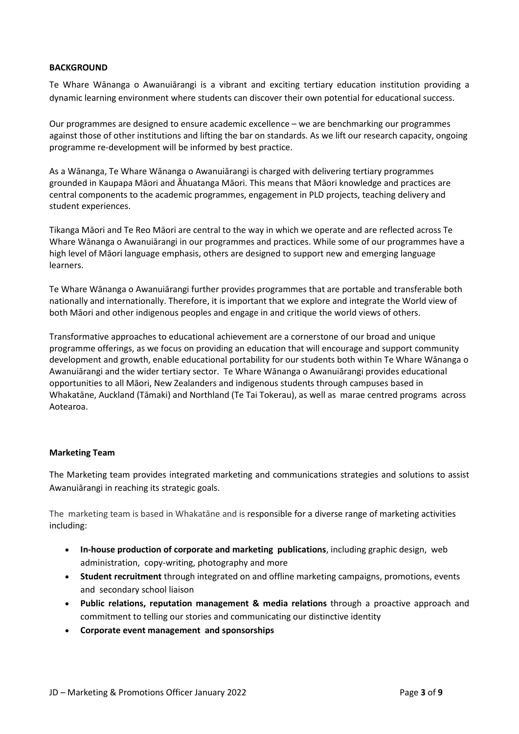**BACKGROUND**

Te Whare Wānanga o Awanuiārangi is a vibrant and exciting tertiary education institution providing a dynamic learning environment where students can discover their own potential for educational success.

Our programmes are designed to ensure academic excellence – we are benchmarking our programmes against those of other institutions and lifting the bar on standards. As we lift our research capacity, ongoing programme re-development will be informed by best practice.

As a Wānanga, Te Whare Wānanga o Awanuiārangi is charged with delivering tertiary programmes grounded in Kaupapa Māori and Āhuatanga Māori. This means that Māori knowledge and practices are central components to the academic programmes, engagement in PLD projects, teaching delivery and student experiences.

Tikanga Māori and Te Reo Māori are central to the way in which we operate and are reflected across Te Whare Wānanga o Awanuiārangi in our programmes and practices. While some of our programmes have a high level of Māori language emphasis, others are designed to support new and emerging language learners.

Te Whare Wānanga o Awanuiārangi further provides programmes that are portable and transferable both nationally and internationally. Therefore, it is important that we explore and integrate the World view of both Māori and other indigenous peoples and engage in and critique the world views of others.

Transformative approaches to educational achievement are a cornerstone of our broad and unique programme offerings, as we focus on providing an education that will encourage and support community development and growth, enable educational portability for our students both within Te Whare Wānanga o Awanuiārangi and the wider tertiary sector. Te Whare Wānanga o Awanuiārangi provides educational opportunities to all Māori, New Zealanders and indigenous students through campuses based in Whakatāne, Auckland (Tāmaki) and Northland (Te Tai Tokerau), as well as marae centred programs across Aotearoa.

**Marketing Team**

The Marketing team provides integrated marketing and communications strategies and solutions to assist Awanuiārangi in reaching its strategic goals.

The marketing team is based in Whakatāne and is responsible for a diverse range of marketing activities including:

- **In-house production of corporate and marketing publications**, including graphic design, web administration, copy-writing, photography and more
- **Student recruitment** through integrated on and offline marketing campaigns, promotions, events and secondary school liaison
- **Public relations, reputation management & media relations** through a proactive approach and commitment to telling our stories and communicating our distinctive identity
- **Corporate event management and sponsorships**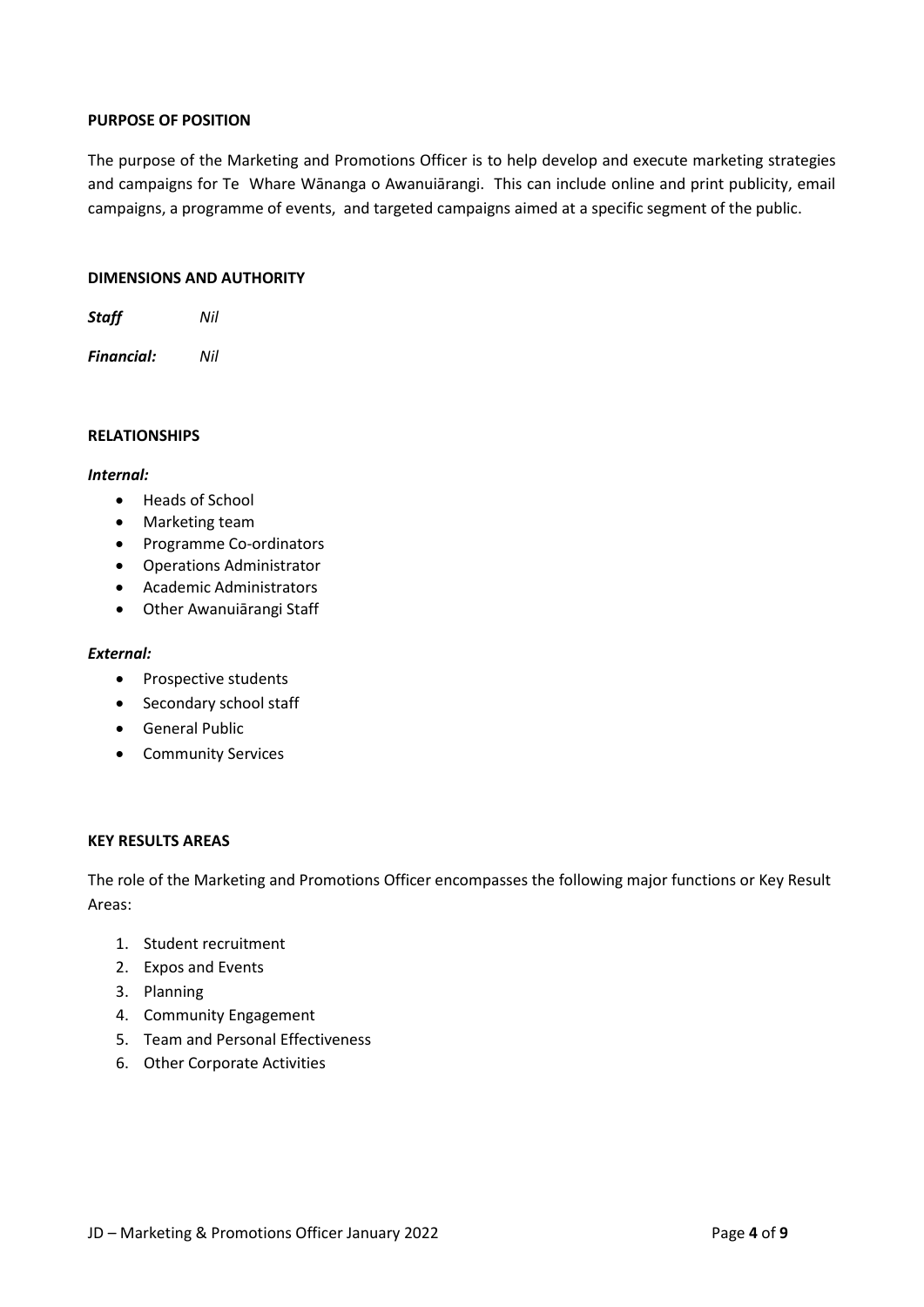## PURPOSE OF POSITION

The purpose of the Marketing and Promotions Officer is to help develop and execute marketing strategies and campaigns for Te Whare Wānanga o Awanuiārangi. This can include online and print publicity, email campaigns, a programme of events, and targeted campaigns aimed at a specific segment of the public.

## DIMENSIONS AND AUTHORITY

***Staff*** *Nil*

***Financial:*** *Nil*

## RELATIONSHIPS

***Internal:***

- Heads of School
- Marketing team
- Programme Co-ordinators
- Operations Administrator
- Academic Administrators
- Other Awanuiārangi Staff

***External:***

- Prospective students
- Secondary school staff
- General Public
- Community Services

## KEY RESULTS AREAS

The role of the Marketing and Promotions Officer encompasses the following major functions or Key Result Areas:

1. Student recruitment
2. Expos and Events
3. Planning
4. Community Engagement
5. Team and Personal Effectiveness
6. Other Corporate Activities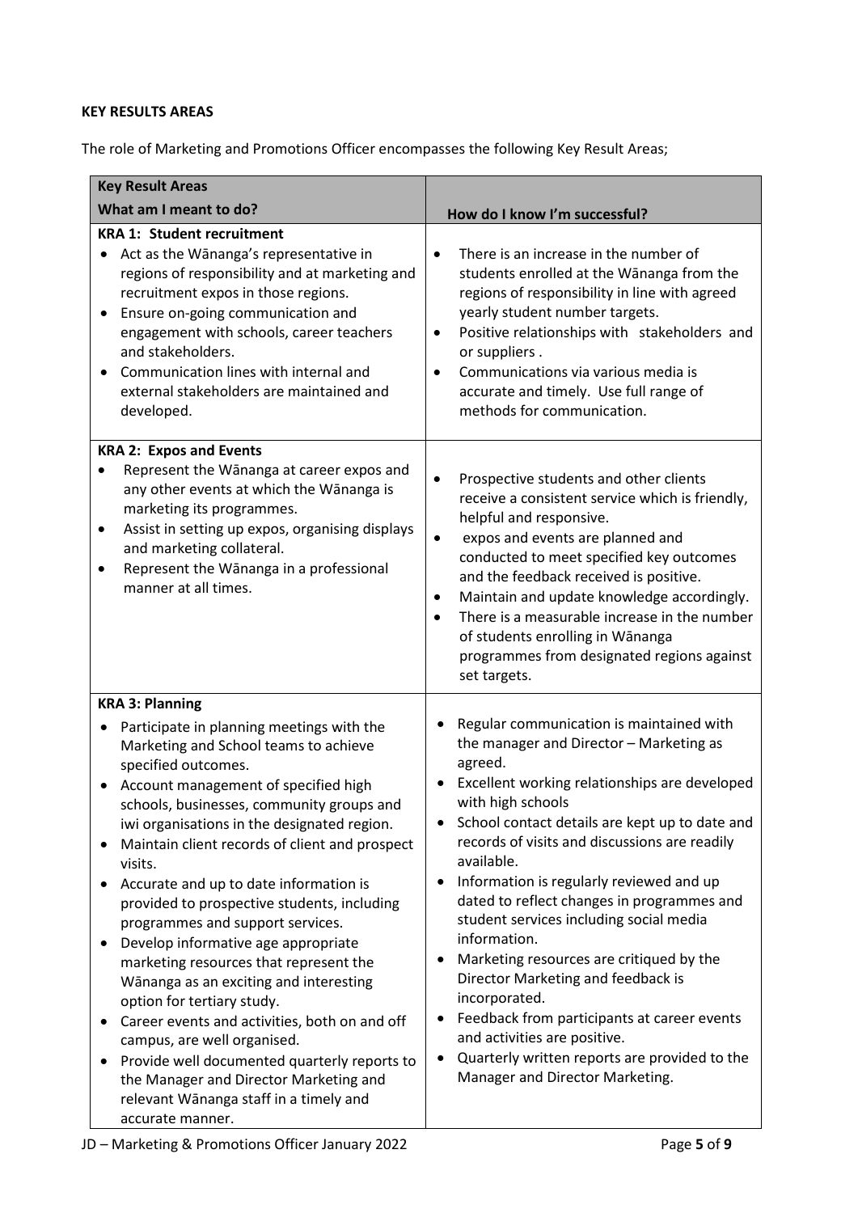**KEY RESULTS AREAS**

The role of Marketing and Promotions Officer encompasses the following Key Result Areas;

| Key Result Areas<br>What am I meant to do? | How do I know I'm successful? |
|---|---|
| **KRA 1: Student recruitment**<br>• Act as the Wānanga's representative in regions of responsibility and at marketing and recruitment expos in those regions.<br>• Ensure on-going communication and engagement with schools, career teachers and stakeholders.<br>• Communication lines with internal and external stakeholders are maintained and developed. | • There is an increase in the number of students enrolled at the Wānanga from the regions of responsibility in line with agreed yearly student number targets.<br>• Positive relationships with stakeholders and or suppliers .<br>• Communications via various media is accurate and timely. Use full range of methods for communication. |
| **KRA 2: Expos and Events**<br>• Represent the Wānanga at career expos and any other events at which the Wānanga is marketing its programmes.<br>• Assist in setting up expos, organising displays and marketing collateral.<br>• Represent the Wānanga in a professional manner at all times. | • Prospective students and other clients receive a consistent service which is friendly, helpful and responsive.<br>• expos and events are planned and conducted to meet specified key outcomes and the feedback received is positive.<br>• Maintain and update knowledge accordingly.<br>• There is a measurable increase in the number of students enrolling in Wānanga programmes from designated regions against set targets. |
| **KRA 3: Planning**<br>• Participate in planning meetings with the Marketing and School teams to achieve specified outcomes.<br>• Account management of specified high schools, businesses, community groups and iwi organisations in the designated region.<br>• Maintain client records of client and prospect visits.<br>• Accurate and up to date information is provided to prospective students, including programmes and support services.<br>• Develop informative age appropriate marketing resources that represent the Wānanga as an exciting and interesting option for tertiary study.<br>• Career events and activities, both on and off campus, are well organised.<br>• Provide well documented quarterly reports to the Manager and Director Marketing and relevant Wānanga staff in a timely and accurate manner. | • Regular communication is maintained with the manager and Director – Marketing as agreed.<br>• Excellent working relationships are developed with high schools<br>• School contact details are kept up to date and records of visits and discussions are readily available.<br>• Information is regularly reviewed and up dated to reflect changes in programmes and student services including social media information.<br>• Marketing resources are critiqued by the Director Marketing and feedback is incorporated.<br>• Feedback from participants at career events and activities are positive.<br>• Quarterly written reports are provided to the Manager and Director Marketing. |

JD – Marketing & Promotions Officer January 2022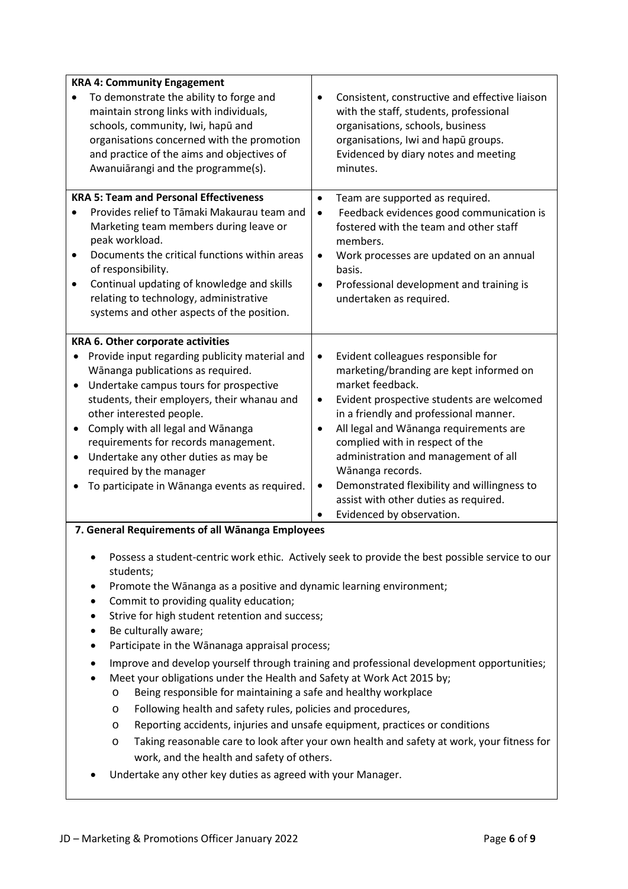| | |
|---|---|
| **KRA 4: Community Engagement**<br>• To demonstrate the ability to forge and maintain strong links with individuals, schools, community, Iwi, hapū and organisations concerned with the promotion and practice of the aims and objectives of Awanuiārangi and the programme(s). | • Consistent, constructive and effective liaison with the staff, students, professional organisations, schools, business organisations, Iwi and hapū groups. Evidenced by diary notes and meeting minutes. |
| **KRA 5: Team and Personal Effectiveness**<br>• Provides relief to Tāmaki Makaurau team and Marketing team members during leave or peak workload.<br>• Documents the critical functions within areas of responsibility.<br>• Continual updating of knowledge and skills relating to technology, administrative systems and other aspects of the position. | • Team are supported as required.<br>• Feedback evidences good communication is fostered with the team and other staff members.<br>• Work processes are updated on an annual basis.<br>• Professional development and training is undertaken as required. |
| **KRA 6. Other corporate activities**<br>• Provide input regarding publicity material and Wānanga publications as required.<br>• Undertake campus tours for prospective students, their employers, their whanau and other interested people.<br>• Comply with all legal and Wānanga requirements for records management.<br>• Undertake any other duties as may be required by the manager<br>• To participate in Wānanga events as required. | • Evident colleagues responsible for marketing/branding are kept informed on market feedback.<br>• Evident prospective students are welcomed in a friendly and professional manner.<br>• All legal and Wānanga requirements are complied with in respect of the administration and management of all Wānanga records.<br>• Demonstrated flexibility and willingness to assist with other duties as required.<br>• Evidenced by observation. |

**7. General Requirements of all Wānanga Employees**

- Possess a student-centric work ethic. Actively seek to provide the best possible service to our students;
- Promote the Wānanga as a positive and dynamic learning environment;
- Commit to providing quality education;
- Strive for high student retention and success;
- Be culturally aware;
- Participate in the Wānanaga appraisal process;
- Improve and develop yourself through training and professional development opportunities;
- Meet your obligations under the Health and Safety at Work Act 2015 by;
  - Being responsible for maintaining a safe and healthy workplace
  - Following health and safety rules, policies and procedures,
  - Reporting accidents, injuries and unsafe equipment, practices or conditions
  - Taking reasonable care to look after your own health and safety at work, your fitness for work, and the health and safety of others.
- Undertake any other key duties as agreed with your Manager.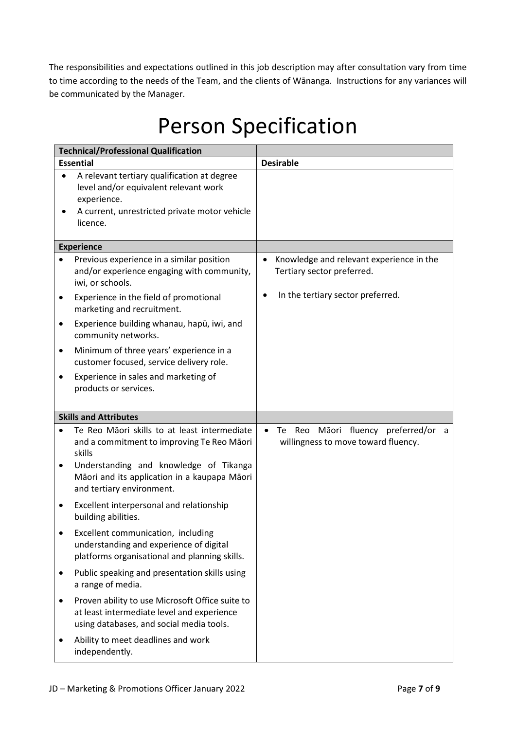The responsibilities and expectations outlined in this job description may after consultation vary from time to time according to the needs of the Team, and the clients of Wānanga. Instructions for any variances will be communicated by the Manager.

# Person Specification

| **Technical/Professional Qualification** | |
|---|---|
| **Essential** | **Desirable** |
| • A relevant tertiary qualification at degree level and/or equivalent relevant work experience.<br>• A current, unrestricted private motor vehicle licence. | |
| **Experience** | |
| • Previous experience in a similar position and/or experience engaging with community, iwi, or schools.<br>• Experience in the field of promotional marketing and recruitment.<br>• Experience building whanau, hapū, iwi, and community networks.<br>• Minimum of three years' experience in a customer focused, service delivery role.<br>• Experience in sales and marketing of products or services. | • Knowledge and relevant experience in the Tertiary sector preferred.<br>• In the tertiary sector preferred. |
| **Skills and Attributes** | |
| • Te Reo Māori skills to at least intermediate and a commitment to improving Te Reo Māori skills<br>• Understanding and knowledge of Tikanga Māori and its application in a kaupapa Māori and tertiary environment.<br>• Excellent interpersonal and relationship building abilities.<br>• Excellent communication, including understanding and experience of digital platforms organisational and planning skills.<br>• Public speaking and presentation skills using a range of media.<br>• Proven ability to use Microsoft Office suite to at least intermediate level and experience using databases, and social media tools.<br>• Ability to meet deadlines and work independently. | • Te Reo Māori fluency preferred/or a willingness to move toward fluency. |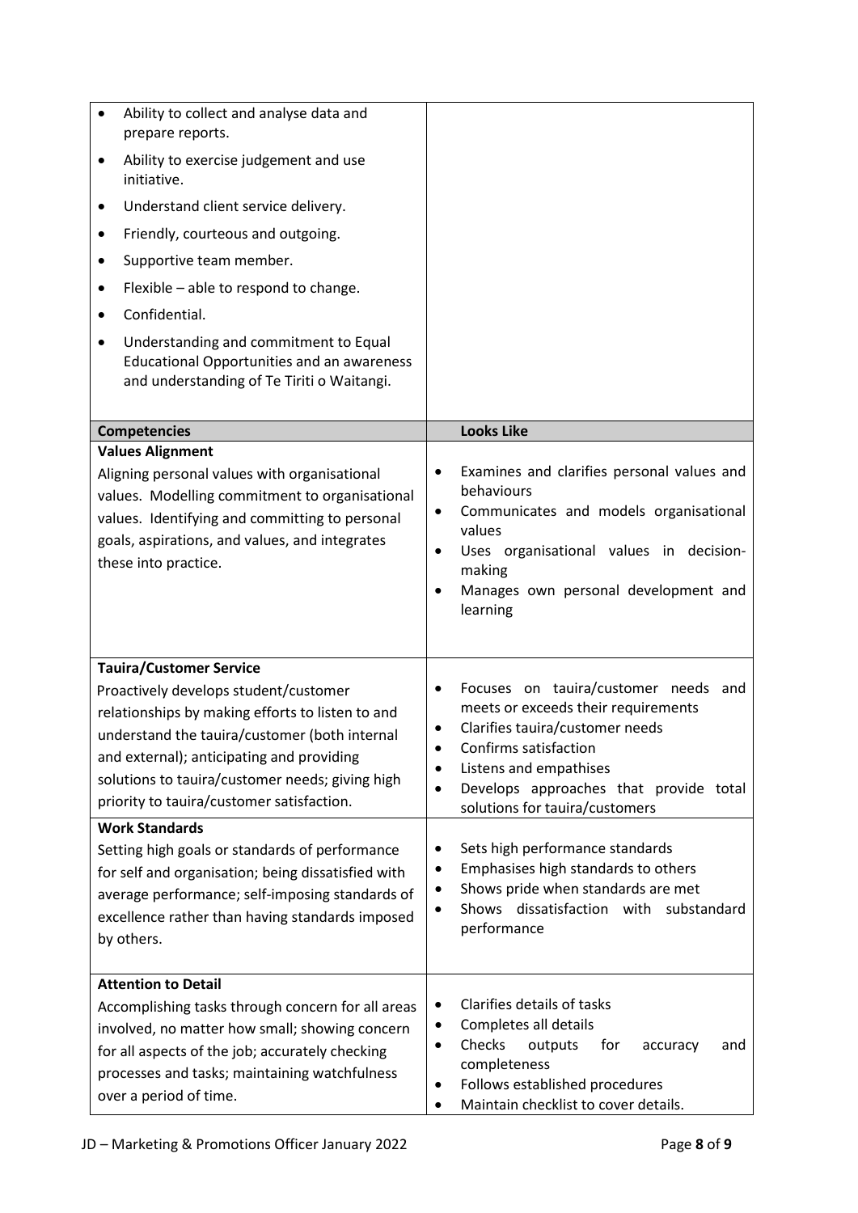| | |
|---|---|
| <ul><li>Ability to collect and analyse data and prepare reports.</li><li>Ability to exercise judgement and use initiative.</li><li>Understand client service delivery.</li><li>Friendly, courteous and outgoing.</li><li>Supportive team member.</li><li>Flexible – able to respond to change.</li><li>Confidential.</li><li>Understanding and commitment to Equal Educational Opportunities and an awareness and understanding of Te Tiriti o Waitangi.</li></ul> | |

| Competencies | Looks Like |
|---|---|
| **Values Alignment**<br>Aligning personal values with organisational values. Modelling commitment to organisational values. Identifying and committing to personal goals, aspirations, and values, and integrates these into practice. | <ul><li>Examines and clarifies personal values and behaviours</li><li>Communicates and models organisational values</li><li>Uses organisational values in decision-making</li><li>Manages own personal development and learning</li></ul> |
| **Tauira/Customer Service**<br>Proactively develops student/customer relationships by making efforts to listen to and understand the tauira/customer (both internal and external); anticipating and providing solutions to tauira/customer needs; giving high priority to tauira/customer satisfaction. | <ul><li>Focuses on tauira/customer needs and meets or exceeds their requirements</li><li>Clarifies tauira/customer needs</li><li>Confirms satisfaction</li><li>Listens and empathises</li><li>Develops approaches that provide total solutions for tauira/customers</li></ul> |
| **Work Standards**<br>Setting high goals or standards of performance for self and organisation; being dissatisfied with average performance; self-imposing standards of excellence rather than having standards imposed by others. | <ul><li>Sets high performance standards</li><li>Emphasises high standards to others</li><li>Shows pride when standards are met</li><li>Shows dissatisfaction with substandard performance</li></ul> |
| **Attention to Detail**<br>Accomplishing tasks through concern for all areas involved, no matter how small; showing concern for all aspects of the job; accurately checking processes and tasks; maintaining watchfulness over a period of time. | <ul><li>Clarifies details of tasks</li><li>Completes all details</li><li>Checks outputs for accuracy and completeness</li><li>Follows established procedures</li><li>Maintain checklist to cover details.</li></ul> |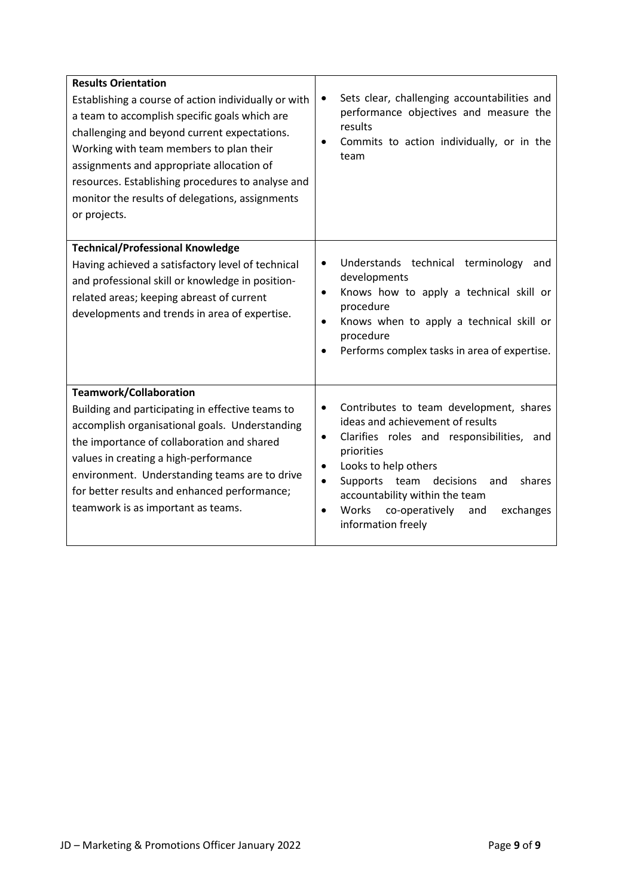| | |
|---|---|
| **Results Orientation**<br>Establishing a course of action individually or with a team to accomplish specific goals which are challenging and beyond current expectations. Working with team members to plan their assignments and appropriate allocation of resources. Establishing procedures to analyse and monitor the results of delegations, assignments or projects. | • Sets clear, challenging accountabilities and performance objectives and measure the results<br>• Commits to action individually, or in the team |
| **Technical/Professional Knowledge**<br>Having achieved a satisfactory level of technical and professional skill or knowledge in position-related areas; keeping abreast of current developments and trends in area of expertise. | • Understands technical terminology and developments<br>• Knows how to apply a technical skill or procedure<br>• Knows when to apply a technical skill or procedure<br>• Performs complex tasks in area of expertise. |
| **Teamwork/Collaboration**<br>Building and participating in effective teams to accomplish organisational goals. Understanding the importance of collaboration and shared values in creating a high-performance environment. Understanding teams are to drive for better results and enhanced performance; teamwork is as important as teams. | • Contributes to team development, shares ideas and achievement of results<br>• Clarifies roles and responsibilities, and priorities<br>• Looks to help others<br>• Supports team decisions and shares accountability within the team<br>• Works co-operatively and exchanges information freely |